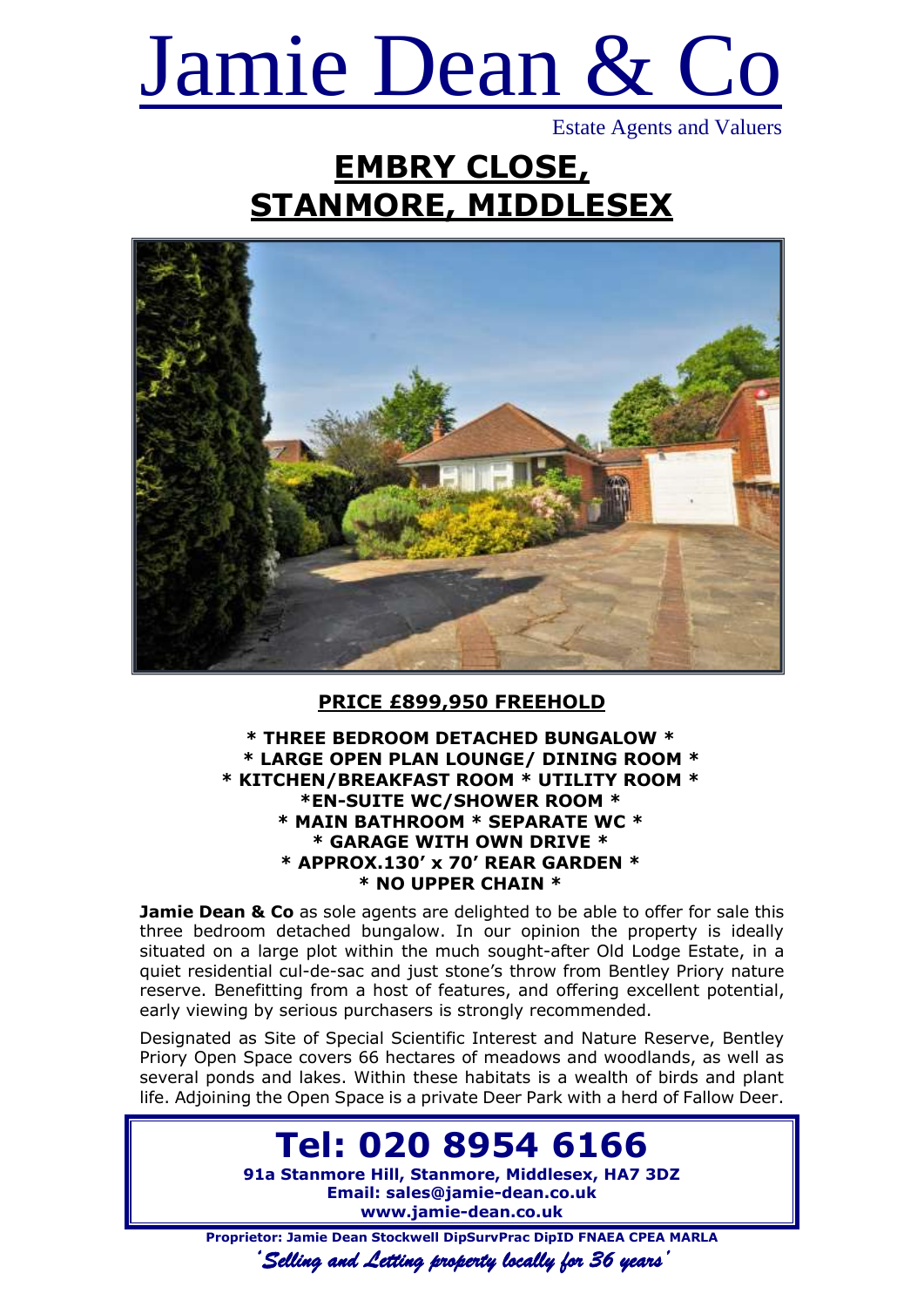# Jamie Dean & Co

Estate Agents and Valuers

## EMBRY CLOSE, STANMORE, MIDDLESEX

### PRICE £899,950 FREEHOLD

**\* THREE BEDROOM DETACHED BUNGALOW \***
**\* LARGE OPEN PLAN LOUNGE/ DINING ROOM \***
**\* KITCHEN/BREAKFAST ROOM \* UTILITY ROOM \***
**\*EN-SUITE WC/SHOWER ROOM \***
**\* MAIN BATHROOM \* SEPARATE WC \***
**\* GARAGE WITH OWN DRIVE \***
**\* APPROX.130' x 70' REAR GARDEN \***
**\* NO UPPER CHAIN \***

**Jamie Dean & Co** as sole agents are delighted to be able to offer for sale this three bedroom detached bungalow. In our opinion the property is ideally situated on a large plot within the much sought-after Old Lodge Estate, in a quiet residential cul-de-sac and just stone's throw from Bentley Priory nature reserve. Benefitting from a host of features, and offering excellent potential, early viewing by serious purchasers is strongly recommended.

Designated as Site of Special Scientific Interest and Nature Reserve, Bentley Priory Open Space covers 66 hectares of meadows and woodlands, as well as several ponds and lakes. Within these habitats is a wealth of birds and plant life. Adjoining the Open Space is a private Deer Park with a herd of Fallow Deer.

**Tel: 020 8954 6166**
**91a Stanmore Hill, Stanmore, Middlesex, HA7 3DZ**
**Email: sales@jamie-dean.co.uk**
**www.jamie-dean.co.uk**

**Proprietor: Jamie Dean Stockwell DipSurvPrac DipID FNAEA CPEA MARLA**

*'Selling and Letting property locally for 36 years'*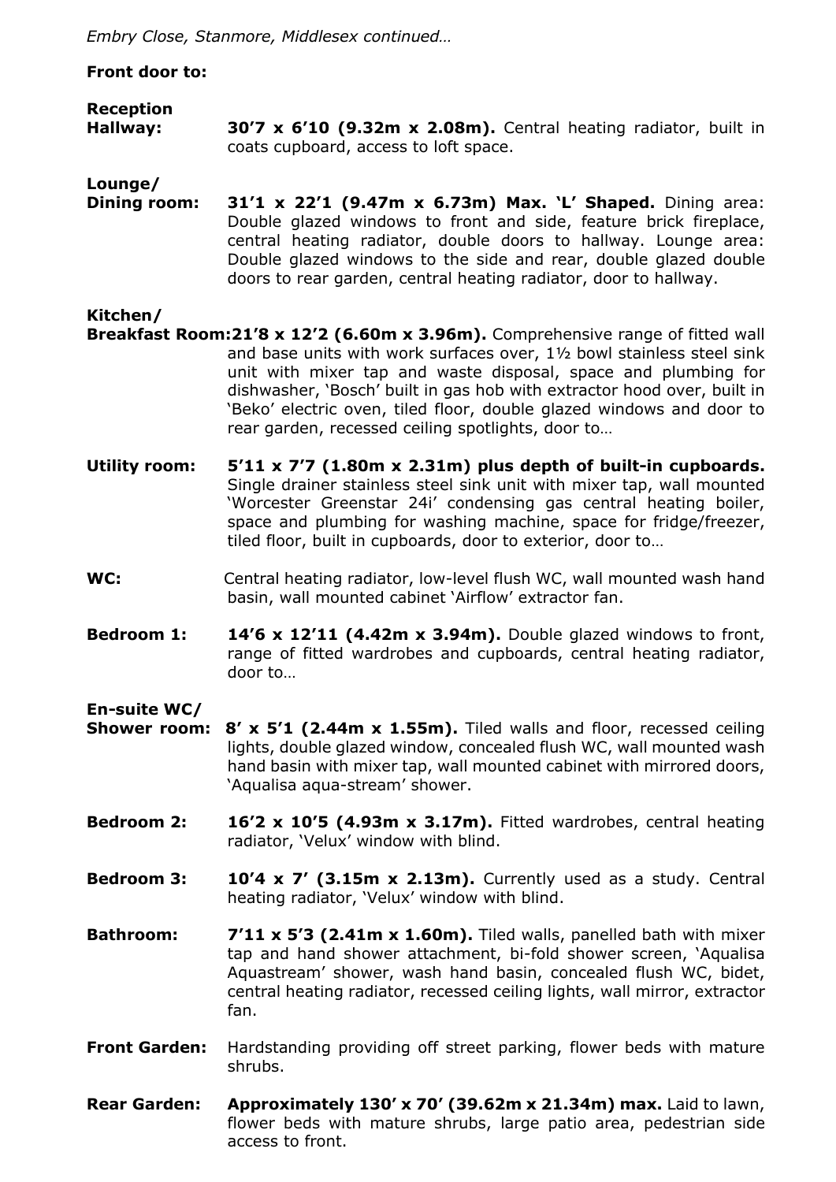*Embry Close, Stanmore, Middlesex continued…*

**Front door to:**

**Reception Hallway:** **30'7 x 6'10 (9.32m x 2.08m).** Central heating radiator, built in coats cupboard, access to loft space.

**Lounge/ Dining room:** **31'1 x 22'1 (9.47m x 6.73m) Max. 'L' Shaped.** Dining area: Double glazed windows to front and side, feature brick fireplace, central heating radiator, double doors to hallway. Lounge area: Double glazed windows to the side and rear, double glazed double doors to rear garden, central heating radiator, door to hallway.

**Kitchen/ Breakfast Room:** **21'8 x 12'2 (6.60m x 3.96m).** Comprehensive range of fitted wall and base units with work surfaces over, 1½ bowl stainless steel sink unit with mixer tap and waste disposal, space and plumbing for dishwasher, 'Bosch' built in gas hob with extractor hood over, built in 'Beko' electric oven, tiled floor, double glazed windows and door to rear garden, recessed ceiling spotlights, door to…

**Utility room:** **5'11 x 7'7 (1.80m x 2.31m) plus depth of built-in cupboards.** Single drainer stainless steel sink unit with mixer tap, wall mounted 'Worcester Greenstar 24i' condensing gas central heating boiler, space and plumbing for washing machine, space for fridge/freezer, tiled floor, built in cupboards, door to exterior, door to…

**WC:** Central heating radiator, low-level flush WC, wall mounted wash hand basin, wall mounted cabinet 'Airflow' extractor fan.

**Bedroom 1:** **14'6 x 12'11 (4.42m x 3.94m).** Double glazed windows to front, range of fitted wardrobes and cupboards, central heating radiator, door to…

**En-suite WC/ Shower room:** **8' x 5'1 (2.44m x 1.55m).** Tiled walls and floor, recessed ceiling lights, double glazed window, concealed flush WC, wall mounted wash hand basin with mixer tap, wall mounted cabinet with mirrored doors, 'Aqualisa aqua-stream' shower.

**Bedroom 2:** **16'2 x 10'5 (4.93m x 3.17m).** Fitted wardrobes, central heating radiator, 'Velux' window with blind.

**Bedroom 3:** **10'4 x 7' (3.15m x 2.13m).** Currently used as a study. Central heating radiator, 'Velux' window with blind.

**Bathroom:** **7'11 x 5'3 (2.41m x 1.60m).** Tiled walls, panelled bath with mixer tap and hand shower attachment, bi-fold shower screen, 'Aqualisa Aquastream' shower, wash hand basin, concealed flush WC, bidet, central heating radiator, recessed ceiling lights, wall mirror, extractor fan.

**Front Garden:** Hardstanding providing off street parking, flower beds with mature shrubs.

**Rear Garden:** **Approximately 130' x 70' (39.62m x 21.34m) max.** Laid to lawn, flower beds with mature shrubs, large patio area, pedestrian side access to front.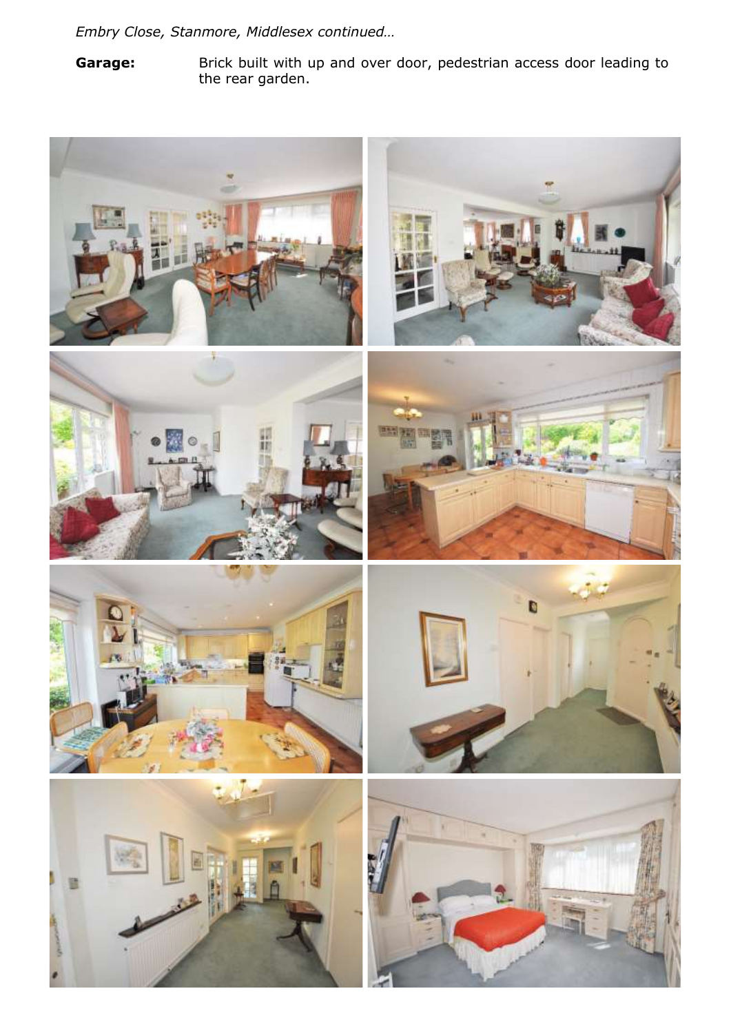*Embry Close, Stanmore, Middlesex continued…*

**Garage:** Brick built with up and over door, pedestrian access door leading to the rear garden.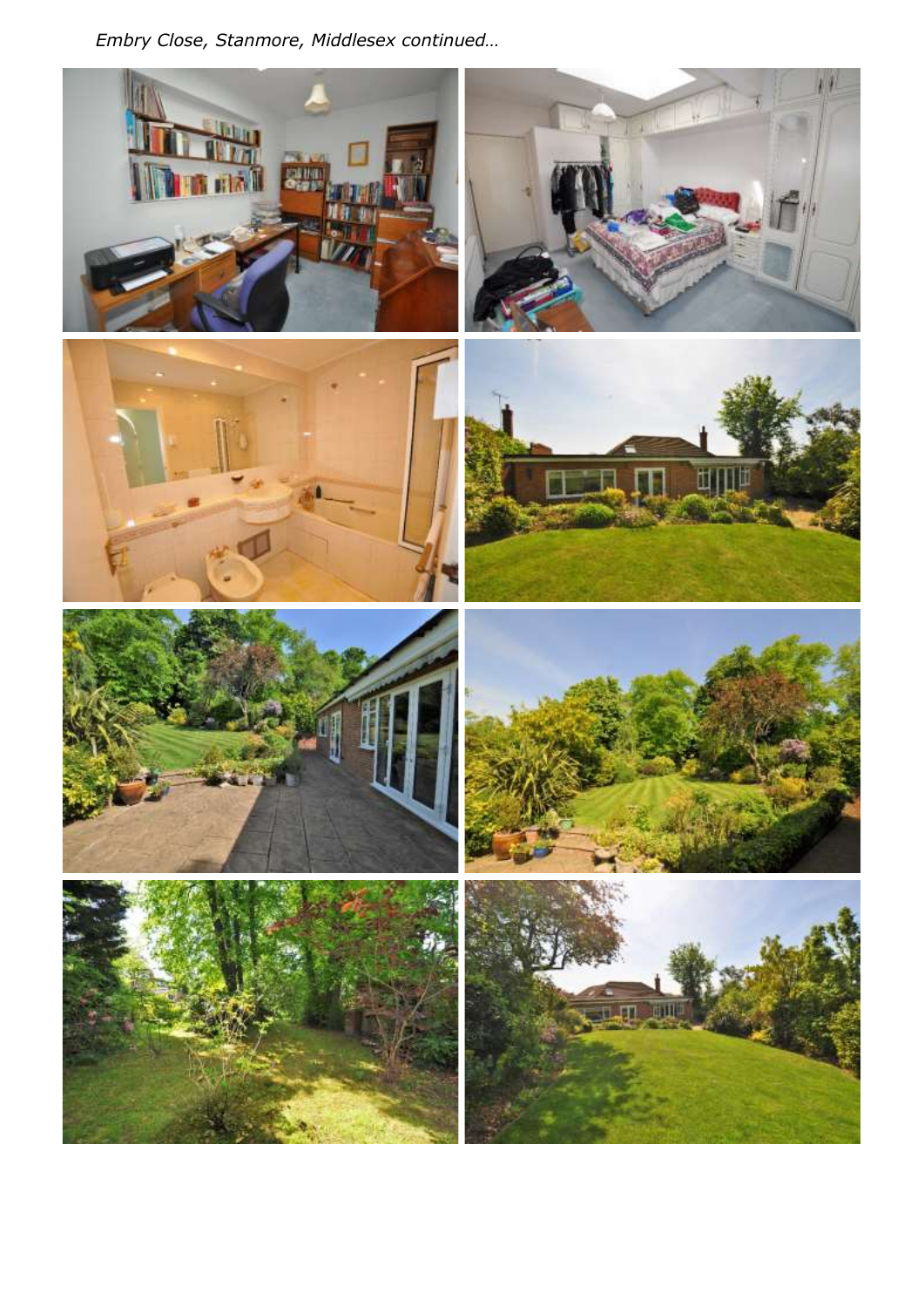*Embry Close, Stanmore, Middlesex continued…*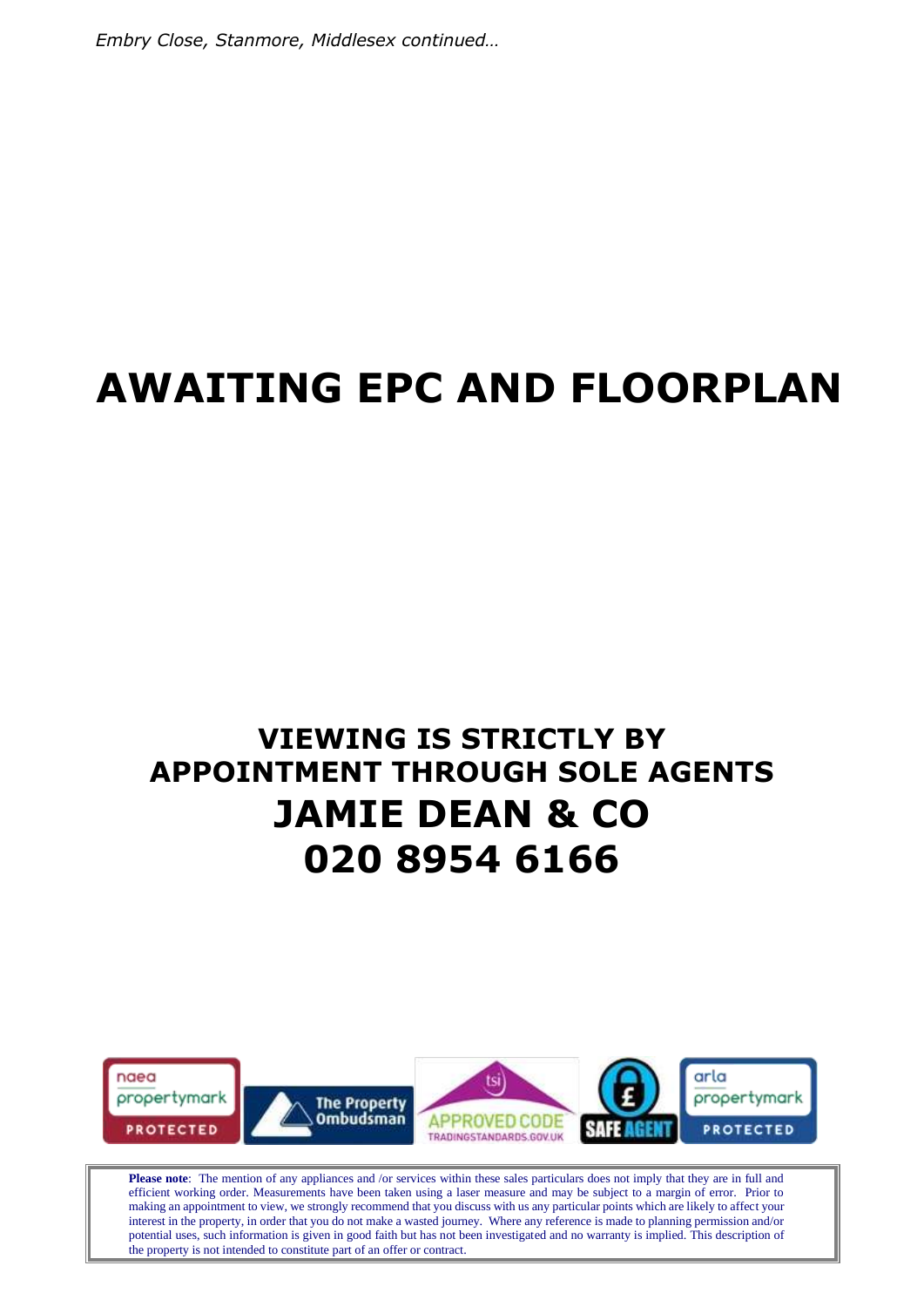*Embry Close, Stanmore, Middlesex continued…*

# AWAITING EPC AND FLOORPLAN

## VIEWING IS STRICTLY BY APPOINTMENT THROUGH SOLE AGENTS

# JAMIE DEAN & CO

# 020 8954 6166

naea propertymark PROTECTED

The Property Ombudsman

tsi APPROVED CODE TRADINGSTANDARDS.GOV.UK

SAFE AGENT

arla propertymark PROTECTED

**Please note**: The mention of any appliances and /or services within these sales particulars does not imply that they are in full and efficient working order. Measurements have been taken using a laser measure and may be subject to a margin of error. Prior to making an appointment to view, we strongly recommend that you discuss with us any particular points which are likely to affect your interest in the property, in order that you do not make a wasted journey. Where any reference is made to planning permission and/or potential uses, such information is given in good faith but has not been investigated and no warranty is implied. This description of the property is not intended to constitute part of an offer or contract.